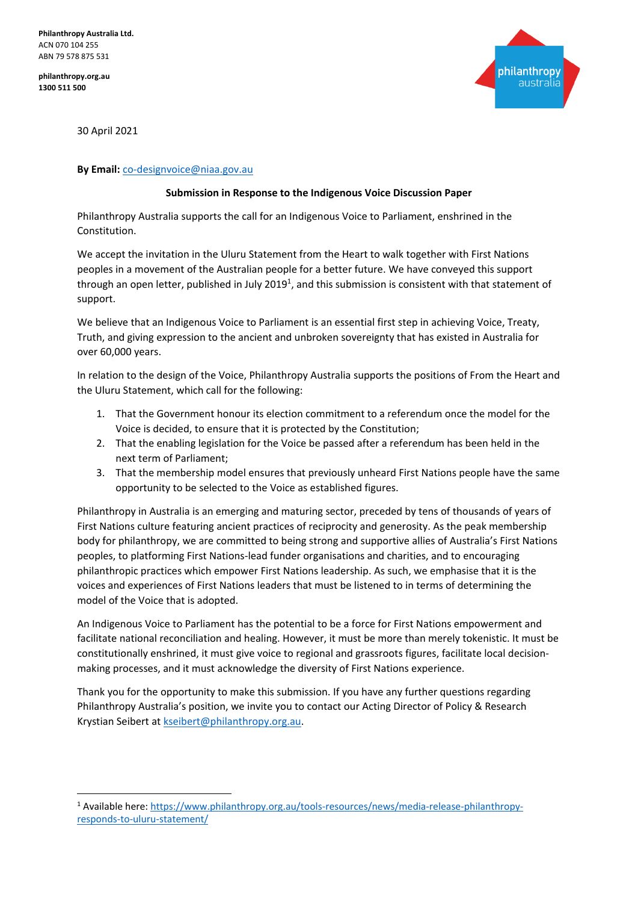**Philanthropy Australia Ltd.**
ACN 070 104 255
ABN 79 578 875 531

**philanthropy.org.au**
**1300 511 500**

30 April 2021

**By Email:** co-designvoice@niaa.gov.au

**Submission in Response to the Indigenous Voice Discussion Paper**

Philanthropy Australia supports the call for an Indigenous Voice to Parliament, enshrined in the Constitution.

We accept the invitation in the Uluru Statement from the Heart to walk together with First Nations peoples in a movement of the Australian people for a better future. We have conveyed this support through an open letter, published in July 2019[1], and this submission is consistent with that statement of support.

We believe that an Indigenous Voice to Parliament is an essential first step in achieving Voice, Treaty, Truth, and giving expression to the ancient and unbroken sovereignty that has existed in Australia for over 60,000 years.

In relation to the design of the Voice, Philanthropy Australia supports the positions of From the Heart and the Uluru Statement, which call for the following:

1. That the Government honour its election commitment to a referendum once the model for the Voice is decided, to ensure that it is protected by the Constitution;
2. That the enabling legislation for the Voice be passed after a referendum has been held in the next term of Parliament;
3. That the membership model ensures that previously unheard First Nations people have the same opportunity to be selected to the Voice as established figures.

Philanthropy in Australia is an emerging and maturing sector, preceded by tens of thousands of years of First Nations culture featuring ancient practices of reciprocity and generosity. As the peak membership body for philanthropy, we are committed to being strong and supportive allies of Australia's First Nations peoples, to platforming First Nations-lead funder organisations and charities, and to encouraging philanthropic practices which empower First Nations leadership. As such, we emphasise that it is the voices and experiences of First Nations leaders that must be listened to in terms of determining the model of the Voice that is adopted.

An Indigenous Voice to Parliament has the potential to be a force for First Nations empowerment and facilitate national reconciliation and healing. However, it must be more than merely tokenistic. It must be constitutionally enshrined, it must give voice to regional and grassroots figures, facilitate local decision-making processes, and it must acknowledge the diversity of First Nations experience.

Thank you for the opportunity to make this submission. If you have any further questions regarding Philanthropy Australia's position, we invite you to contact our Acting Director of Policy & Research Krystian Seibert at kseibert@philanthropy.org.au.

---

[1] Available here: https://www.philanthropy.org.au/tools-resources/news/media-release-philanthropy-responds-to-uluru-statement/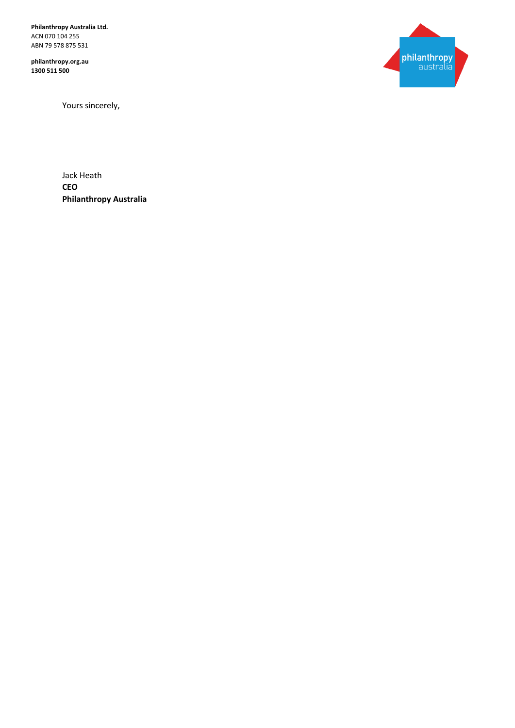**Philanthropy Australia Ltd.**
ACN 070 104 255
ABN 79 578 875 531

**philanthropy.org.au**
**1300 511 500**

Yours sincerely,

Jack Heath
**CEO**
**Philanthropy Australia**